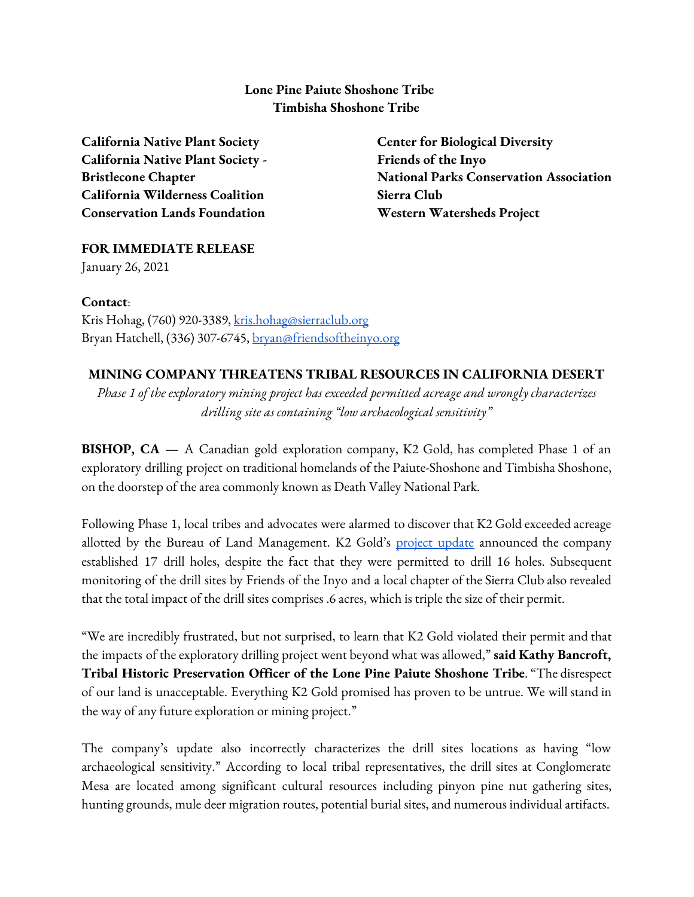**Lone Pine Paiute Shoshone Tribe**
**Timbisha Shoshone Tribe**

**California Native Plant Society**
**California Native Plant Society - Bristlecone Chapter**
**California Wilderness Coalition**
**Conservation Lands Foundation**
**Center for Biological Diversity**
**Friends of the Inyo**
**National Parks Conservation Association**
**Sierra Club**
**Western Watersheds Project**

**FOR IMMEDIATE RELEASE**
January 26, 2021

**Contact**:
Kris Hohag, (760) 920-3389, kris.hohag@sierraclub.org
Bryan Hatchell, (336) 307-6745, bryan@friendsoftheinyo.org

## MINING COMPANY THREATENS TRIBAL RESOURCES IN CALIFORNIA DESERT

*Phase 1 of the exploratory mining project has exceeded permitted acreage and wrongly characterizes drilling site as containing "low archaeological sensitivity"*

**BISHOP, CA** — A Canadian gold exploration company, K2 Gold, has completed Phase 1 of an exploratory drilling project on traditional homelands of the Paiute-Shoshone and Timbisha Shoshone, on the doorstep of the area commonly known as Death Valley National Park.

Following Phase 1, local tribes and advocates were alarmed to discover that K2 Gold exceeded acreage allotted by the Bureau of Land Management. K2 Gold's project update announced the company established 17 drill holes, despite the fact that they were permitted to drill 16 holes. Subsequent monitoring of the drill sites by Friends of the Inyo and a local chapter of the Sierra Club also revealed that the total impact of the drill sites comprises .6 acres, which is triple the size of their permit.

"We are incredibly frustrated, but not surprised, to learn that K2 Gold violated their permit and that the impacts of the exploratory drilling project went beyond what was allowed," **said Kathy Bancroft, Tribal Historic Preservation Officer of the Lone Pine Paiute Shoshone Tribe**. "The disrespect of our land is unacceptable. Everything K2 Gold promised has proven to be untrue. We will stand in the way of any future exploration or mining project."

The company's update also incorrectly characterizes the drill sites locations as having "low archaeological sensitivity." According to local tribal representatives, the drill sites at Conglomerate Mesa are located among significant cultural resources including pinyon pine nut gathering sites, hunting grounds, mule deer migration routes, potential burial sites, and numerous individual artifacts.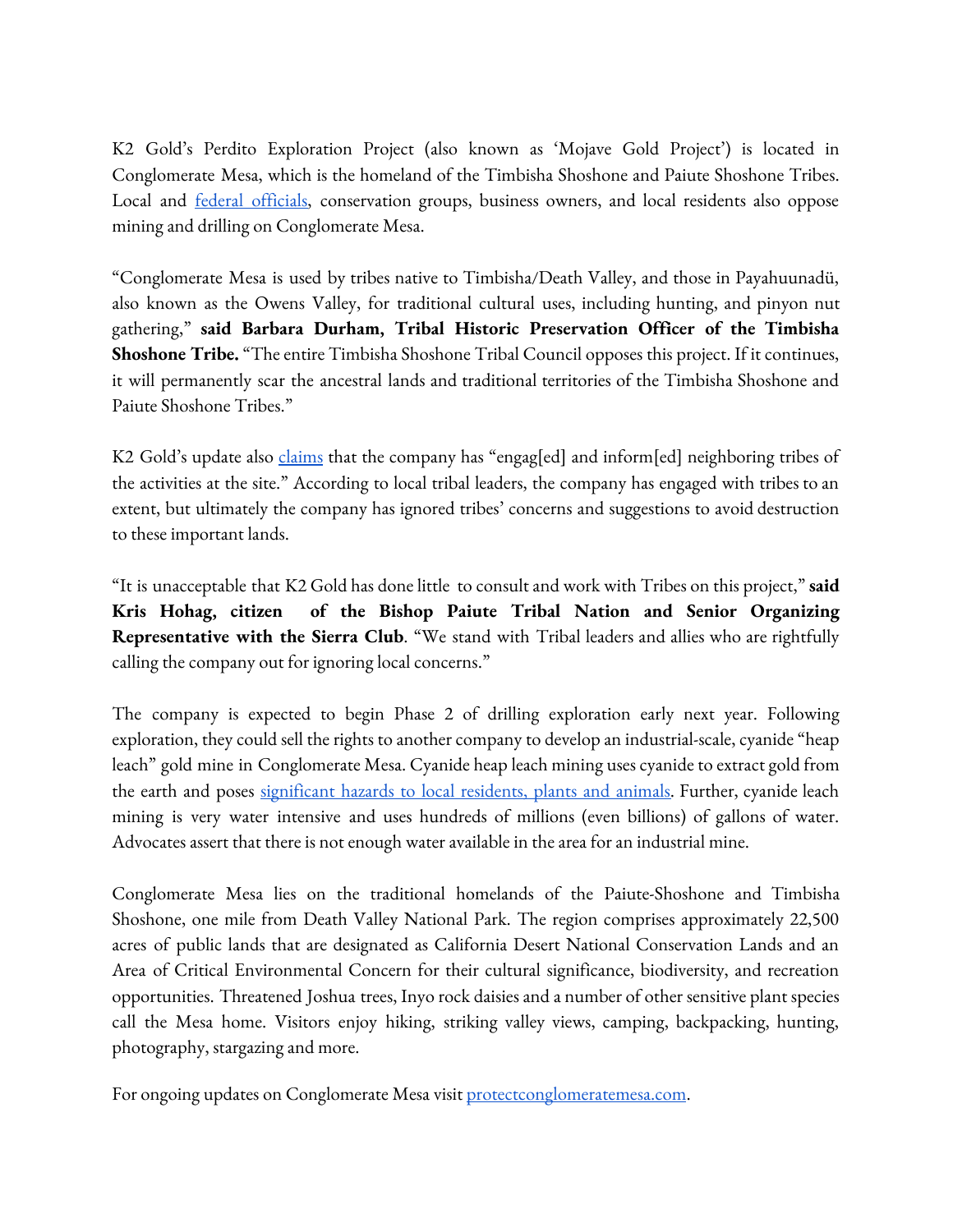K2 Gold's Perdito Exploration Project (also known as 'Mojave Gold Project') is located in Conglomerate Mesa, which is the homeland of the Timbisha Shoshone and Paiute Shoshone Tribes. Local and federal officials, conservation groups, business owners, and local residents also oppose mining and drilling on Conglomerate Mesa.

"Conglomerate Mesa is used by tribes native to Timbisha/Death Valley, and those in Payahuunadü, also known as the Owens Valley, for traditional cultural uses, including hunting, and pinyon nut gathering," **said Barbara Durham, Tribal Historic Preservation Officer of the Timbisha Shoshone Tribe.** "The entire Timbisha Shoshone Tribal Council opposes this project. If it continues, it will permanently scar the ancestral lands and traditional territories of the Timbisha Shoshone and Paiute Shoshone Tribes."

K2 Gold's update also claims that the company has "engag[ed] and inform[ed] neighboring tribes of the activities at the site." According to local tribal leaders, the company has engaged with tribes to an extent, but ultimately the company has ignored tribes' concerns and suggestions to avoid destruction to these important lands.

"It is unacceptable that K2 Gold has done little to consult and work with Tribes on this project," **said Kris Hohag, citizen of the Bishop Paiute Tribal Nation and Senior Organizing Representative with the Sierra Club**. "We stand with Tribal leaders and allies who are rightfully calling the company out for ignoring local concerns."

The company is expected to begin Phase 2 of drilling exploration early next year. Following exploration, they could sell the rights to another company to develop an industrial-scale, cyanide "heap leach" gold mine in Conglomerate Mesa. Cyanide heap leach mining uses cyanide to extract gold from the earth and poses significant hazards to local residents, plants and animals. Further, cyanide leach mining is very water intensive and uses hundreds of millions (even billions) of gallons of water. Advocates assert that there is not enough water available in the area for an industrial mine.

Conglomerate Mesa lies on the traditional homelands of the Paiute-Shoshone and Timbisha Shoshone, one mile from Death Valley National Park. The region comprises approximately 22,500 acres of public lands that are designated as California Desert National Conservation Lands and an Area of Critical Environmental Concern for their cultural significance, biodiversity, and recreation opportunities. Threatened Joshua trees, Inyo rock daisies and a number of other sensitive plant species call the Mesa home. Visitors enjoy hiking, striking valley views, camping, backpacking, hunting, photography, stargazing and more.

For ongoing updates on Conglomerate Mesa visit protectconglomeratemesa.com.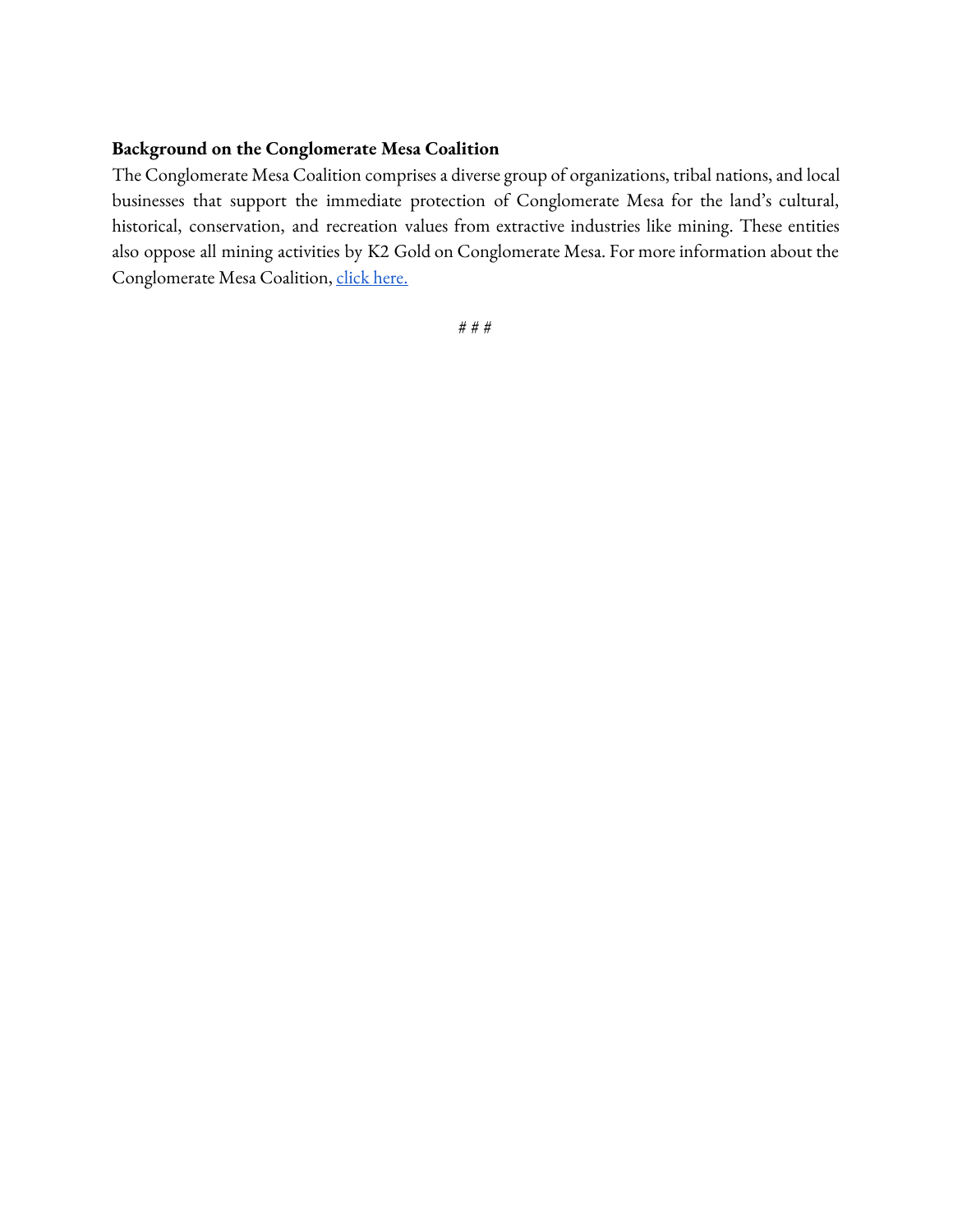**Background on the Conglomerate Mesa Coalition**

The Conglomerate Mesa Coalition comprises a diverse group of organizations, tribal nations, and local businesses that support the immediate protection of Conglomerate Mesa for the land's cultural, historical, conservation, and recreation values from extractive industries like mining. These entities also oppose all mining activities by K2 Gold on Conglomerate Mesa. For more information about the Conglomerate Mesa Coalition, click here.

# # #